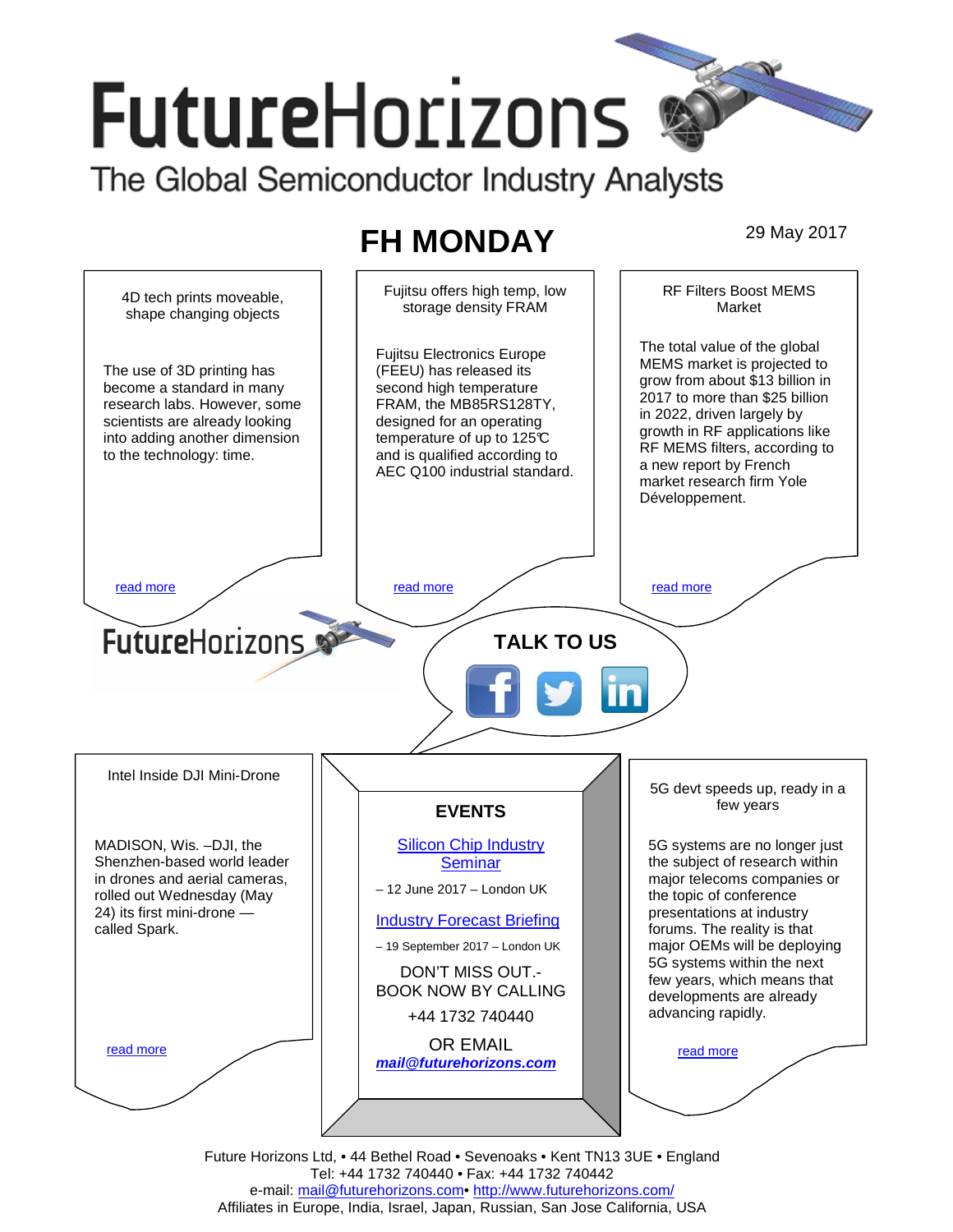# FutureHorizons

The Global Semiconductor Industry Analysts

## FH MONDAY

29 May 2017

### 4D tech prints moveable, shape changing objects

The use of 3D printing has become a standard in many research labs. However, some scientists are already looking into adding another dimension to the technology: time.

read more

### Fujitsu offers high temp, low storage density FRAM

Fujitsu Electronics Europe (FEEU) has released its second high temperature FRAM, the MB85RS128TY, designed for an operating temperature of up to 125℃ and is qualified according to AEC Q100 industrial standard.

read more

### RF Filters Boost MEMS Market

The total value of the global MEMS market is projected to grow from about $13 billion in 2017 to more than $25 billion in 2022, driven largely by growth in RF applications like RF MEMS filters, according to a new report by French market research firm Yole Développement.

read more

FutureHorizons

**TALK TO US**

### Intel Inside DJI Mini-Drone

MADISON, Wis. –DJI, the Shenzhen-based world leader in drones and aerial cameras, rolled out Wednesday (May 24) its first mini-drone — called Spark.

read more

### EVENTS

Silicon Chip Industry Seminar

– 12 June 2017 – London UK

Industry Forecast Briefing

– 19 September 2017 – London UK

DON'T MISS OUT.- BOOK NOW BY CALLING

+44 1732 740440

OR EMAIL

***mail@futurehorizons.com***

### 5G devt speeds up, ready in a few years

5G systems are no longer just the subject of research within major telecoms companies or the topic of conference presentations at industry forums. The reality is that major OEMs will be deploying 5G systems within the next few years, which means that developments are already advancing rapidly.

read more

Future Horizons Ltd, • 44 Bethel Road • Sevenoaks • Kent TN13 3UE • England
Tel: +44 1732 740440 • Fax: +44 1732 740442
e-mail: mail@futurehorizons.com• http://www.futurehorizons.com/
Affiliates in Europe, India, Israel, Japan, Russian, San Jose California, USA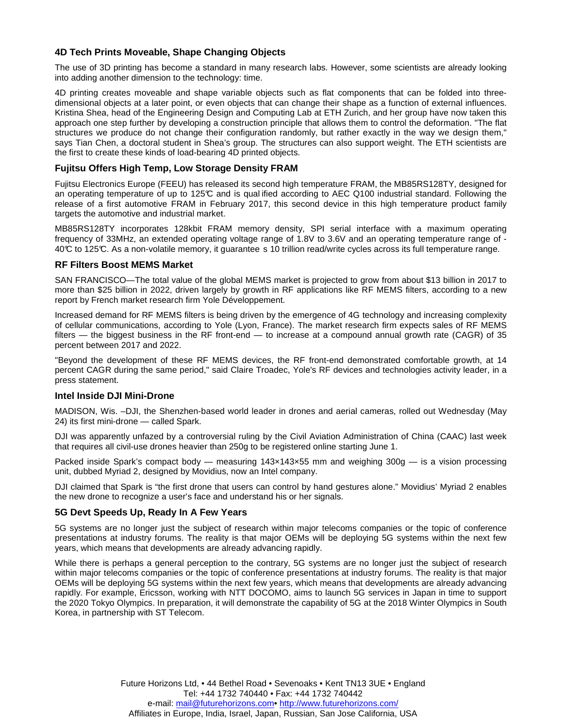### 4D Tech Prints Moveable, Shape Changing Objects

The use of 3D printing has become a standard in many research labs. However, some scientists are already looking into adding another dimension to the technology: time.

4D printing creates moveable and shape variable objects such as flat components that can be folded into three-dimensional objects at a later point, or even objects that can change their shape as a function of external influences. Kristina Shea, head of the Engineering Design and Computing Lab at ETH Zurich, and her group have now taken this approach one step further by developing a construction principle that allows them to control the deformation. "The flat structures we produce do not change their configuration randomly, but rather exactly in the way we design them," says Tian Chen, a doctoral student in Shea's group. The structures can also support weight. The ETH scientists are the first to create these kinds of load-bearing 4D printed objects.

### Fujitsu Offers High Temp, Low Storage Density FRAM

Fujitsu Electronics Europe (FEEU) has released its second high temperature FRAM, the MB85RS128TY, designed for an operating temperature of up to 125℃ and is qual ified according to AEC Q100 industrial standard. Following the release of a first automotive FRAM in February 2017, this second device in this high temperature product family targets the automotive and industrial market.

MB85RS128TY incorporates 128kbit FRAM memory density, SPI serial interface with a maximum operating frequency of 33MHz, an extended operating voltage range of 1.8V to 3.6V and an operating temperature range of -40℃ to 125℃. As a non-volatile memory, it guarantee s 10 trillion read/write cycles across its full temperature range.

### RF Filters Boost MEMS Market

SAN FRANCISCO—The total value of the global MEMS market is projected to grow from about $13 billion in 2017 to more than $25 billion in 2022, driven largely by growth in RF applications like RF MEMS filters, according to a new report by French market research firm Yole Développement.

Increased demand for RF MEMS filters is being driven by the emergence of 4G technology and increasing complexity of cellular communications, according to Yole (Lyon, France). The market research firm expects sales of RF MEMS filters — the biggest business in the RF front-end — to increase at a compound annual growth rate (CAGR) of 35 percent between 2017 and 2022.

"Beyond the development of these RF MEMS devices, the RF front-end demonstrated comfortable growth, at 14 percent CAGR during the same period," said Claire Troadec, Yole's RF devices and technologies activity leader, in a press statement.

### Intel Inside DJI Mini-Drone

MADISON, Wis. –DJI, the Shenzhen-based world leader in drones and aerial cameras, rolled out Wednesday (May 24) its first mini-drone — called Spark.

DJI was apparently unfazed by a controversial ruling by the Civil Aviation Administration of China (CAAC) last week that requires all civil-use drones heavier than 250g to be registered online starting June 1.

Packed inside Spark's compact body — measuring 143×143×55 mm and weighing 300g — is a vision processing unit, dubbed Myriad 2, designed by Movidius, now an Intel company.

DJI claimed that Spark is "the first drone that users can control by hand gestures alone." Movidius' Myriad 2 enables the new drone to recognize a user's face and understand his or her signals.

### 5G Devt Speeds Up, Ready In A Few Years

5G systems are no longer just the subject of research within major telecoms companies or the topic of conference presentations at industry forums. The reality is that major OEMs will be deploying 5G systems within the next few years, which means that developments are already advancing rapidly.

While there is perhaps a general perception to the contrary, 5G systems are no longer just the subject of research within major telecoms companies or the topic of conference presentations at industry forums. The reality is that major OEMs will be deploying 5G systems within the next few years, which means that developments are already advancing rapidly. For example, Ericsson, working with NTT DOCOMO, aims to launch 5G services in Japan in time to support the 2020 Tokyo Olympics. In preparation, it will demonstrate the capability of 5G at the 2018 Winter Olympics in South Korea, in partnership with ST Telecom.